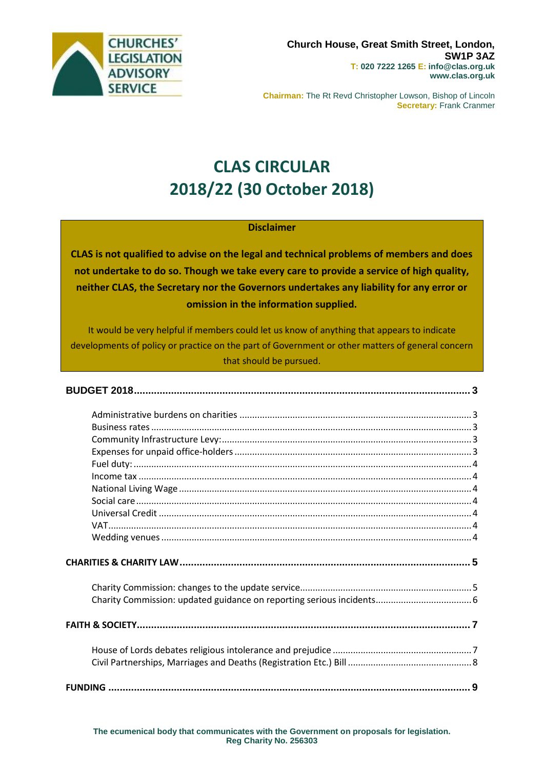CHURCHES' LEGISLATION ADVISORY SERVICE

**Church House, Great Smith Street, London, SW1P 3AZ**
**T: 020 7222 1265 E: info@clas.org.uk**
**www.clas.org.uk**

**Chairman:** The Rt Revd Christopher Lowson, Bishop of Lincoln
**Secretary:** Frank Cranmer

# CLAS CIRCULAR
# 2018/22 (30 October 2018)

**Disclaimer**

**CLAS is not qualified to advise on the legal and technical problems of members and does not undertake to do so. Though we take every care to provide a service of high quality, neither CLAS, the Secretary nor the Governors undertakes any liability for any error or omission in the information supplied.**

It would be very helpful if members could let us know of anything that appears to indicate developments of policy or practice on the part of Government or other matters of general concern that should be pursued.

**BUDGET 2018** ..... 3

- Administrative burdens on charities ..... 3
- Business rates ..... 3
- Community Infrastructure Levy: ..... 3
- Expenses for unpaid office-holders ..... 3
- Fuel duty: ..... 4
- Income tax ..... 4
- National Living Wage ..... 4
- Social care ..... 4
- Universal Credit ..... 4
- VAT ..... 4
- Wedding venues ..... 4

**CHARITIES & CHARITY LAW** ..... 5

- Charity Commission: changes to the update service ..... 5
- Charity Commission: updated guidance on reporting serious incidents ..... 6

**FAITH & SOCIETY** ..... 7

- House of Lords debates religious intolerance and prejudice ..... 7
- Civil Partnerships, Marriages and Deaths (Registration Etc.) Bill ..... 8

**FUNDING** ..... 9

**The ecumenical body that communicates with the Government on proposals for legislation.**
**Reg Charity No. 256303**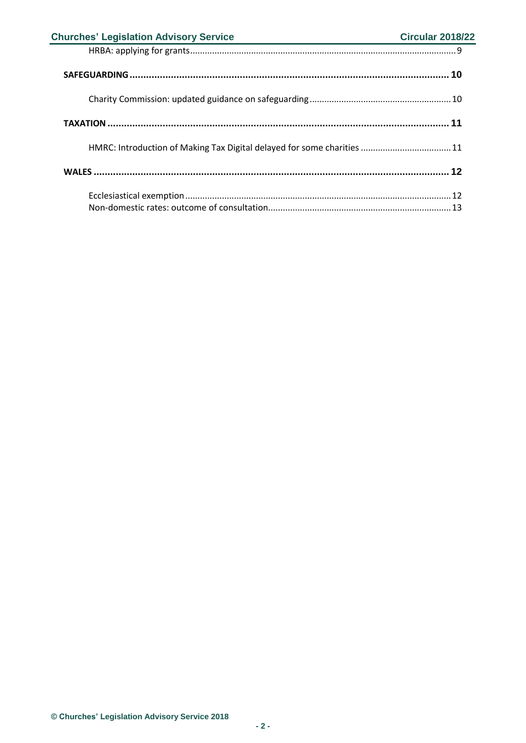HRBA: applying for grants .......... 9

**SAFEGUARDING .......... 10**

Charity Commission: updated guidance on safeguarding .......... 10

**TAXATION .......... 11**

HMRC: Introduction of Making Tax Digital delayed for some charities .......... 11

**WALES .......... 12**

Ecclesiastical exemption .......... 12
Non-domestic rates: outcome of consultation .......... 13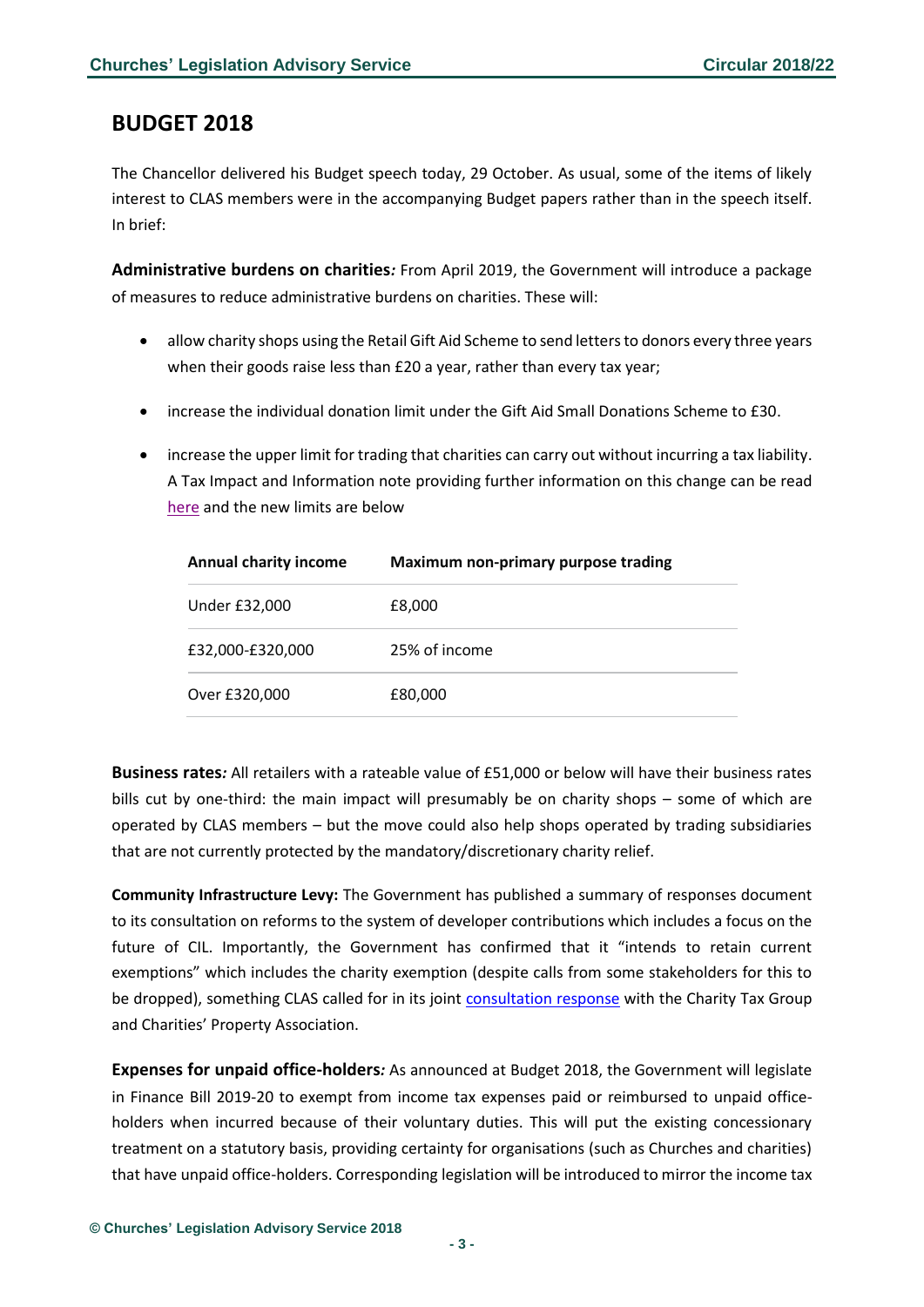## BUDGET 2018

The Chancellor delivered his Budget speech today, 29 October. As usual, some of the items of likely interest to CLAS members were in the accompanying Budget papers rather than in the speech itself. In brief:

**Administrative burdens on charities***:* From April 2019, the Government will introduce a package of measures to reduce administrative burdens on charities. These will:

- allow charity shops using the Retail Gift Aid Scheme to send letters to donors every three years when their goods raise less than £20 a year, rather than every tax year;
- increase the individual donation limit under the Gift Aid Small Donations Scheme to £30.
- increase the upper limit for trading that charities can carry out without incurring a tax liability. A Tax Impact and Information note providing further information on this change can be read here and the new limits are below

| Annual charity income | Maximum non-primary purpose trading |
|---|---|
| Under £32,000 | £8,000 |
| £32,000-£320,000 | 25% of income |
| Over £320,000 | £80,000 |

**Business rates***:* All retailers with a rateable value of £51,000 or below will have their business rates bills cut by one-third: the main impact will presumably be on charity shops – some of which are operated by CLAS members – but the move could also help shops operated by trading subsidiaries that are not currently protected by the mandatory/discretionary charity relief.

**Community Infrastructure Levy:** The Government has published a summary of responses document to its consultation on reforms to the system of developer contributions which includes a focus on the future of CIL. Importantly, the Government has confirmed that it "intends to retain current exemptions" which includes the charity exemption (despite calls from some stakeholders for this to be dropped), something CLAS called for in its joint consultation response with the Charity Tax Group and Charities' Property Association.

**Expenses for unpaid office-holders***:* As announced at Budget 2018, the Government will legislate in Finance Bill 2019-20 to exempt from income tax expenses paid or reimbursed to unpaid office-holders when incurred because of their voluntary duties. This will put the existing concessionary treatment on a statutory basis, providing certainty for organisations (such as Churches and charities) that have unpaid office-holders. Corresponding legislation will be introduced to mirror the income tax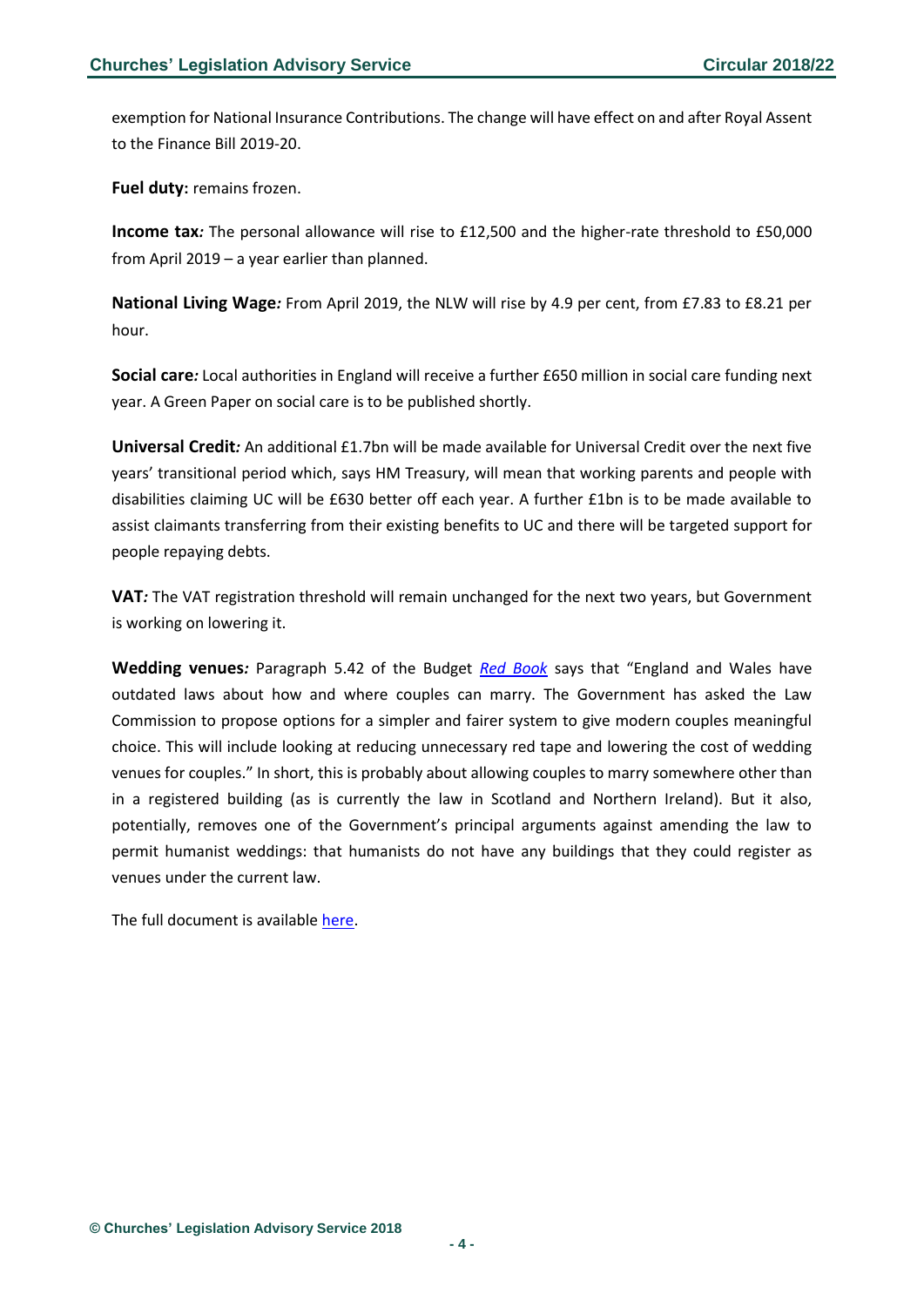exemption for National Insurance Contributions. The change will have effect on and after Royal Assent to the Finance Bill 2019-20.

**Fuel duty:** remains frozen.

**Income tax***:* The personal allowance will rise to £12,500 and the higher-rate threshold to £50,000 from April 2019 – a year earlier than planned.

**National Living Wage***:* From April 2019, the NLW will rise by 4.9 per cent, from £7.83 to £8.21 per hour.

**Social care***:* Local authorities in England will receive a further £650 million in social care funding next year. A Green Paper on social care is to be published shortly.

**Universal Credit***:* An additional £1.7bn will be made available for Universal Credit over the next five years' transitional period which, says HM Treasury, will mean that working parents and people with disabilities claiming UC will be £630 better off each year. A further £1bn is to be made available to assist claimants transferring from their existing benefits to UC and there will be targeted support for people repaying debts.

**VAT***:* The VAT registration threshold will remain unchanged for the next two years, but Government is working on lowering it.

**Wedding venues***:* Paragraph 5.42 of the Budget *Red Book* says that "England and Wales have outdated laws about how and where couples can marry. The Government has asked the Law Commission to propose options for a simpler and fairer system to give modern couples meaningful choice. This will include looking at reducing unnecessary red tape and lowering the cost of wedding venues for couples." In short, this is probably about allowing couples to marry somewhere other than in a registered building (as is currently the law in Scotland and Northern Ireland). But it also, potentially, removes one of the Government's principal arguments against amending the law to permit humanist weddings: that humanists do not have any buildings that they could register as venues under the current law.

The full document is available here.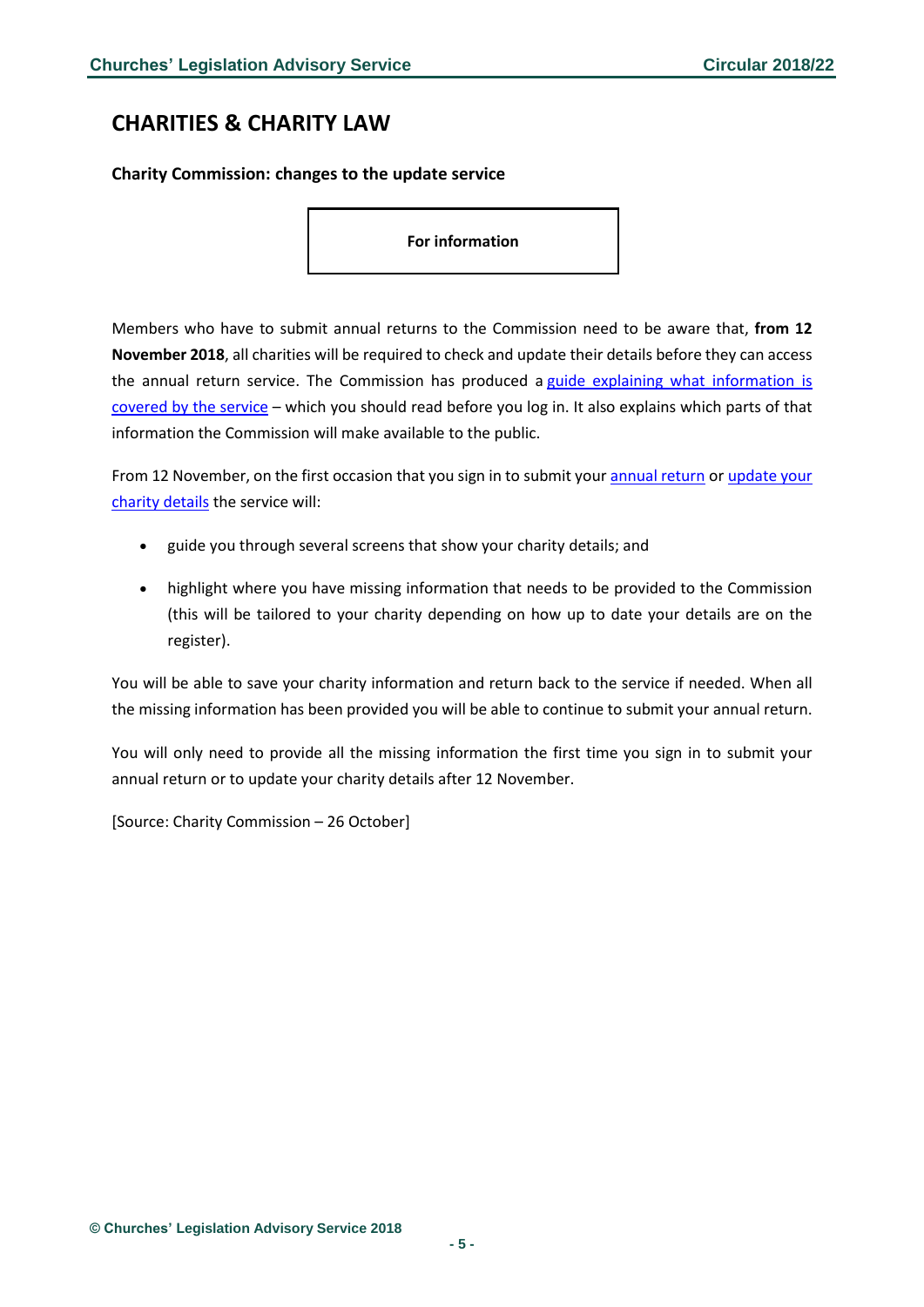## CHARITIES & CHARITY LAW

### Charity Commission: changes to the update service

**For information**

Members who have to submit annual returns to the Commission need to be aware that, **from 12 November 2018**, all charities will be required to check and update their details before they can access the annual return service. The Commission has produced a guide explaining what information is covered by the service – which you should read before you log in. It also explains which parts of that information the Commission will make available to the public.

From 12 November, on the first occasion that you sign in to submit your annual return or update your charity details the service will:

- guide you through several screens that show your charity details; and
- highlight where you have missing information that needs to be provided to the Commission (this will be tailored to your charity depending on how up to date your details are on the register).

You will be able to save your charity information and return back to the service if needed. When all the missing information has been provided you will be able to continue to submit your annual return.

You will only need to provide all the missing information the first time you sign in to submit your annual return or to update your charity details after 12 November.

[Source: Charity Commission – 26 October]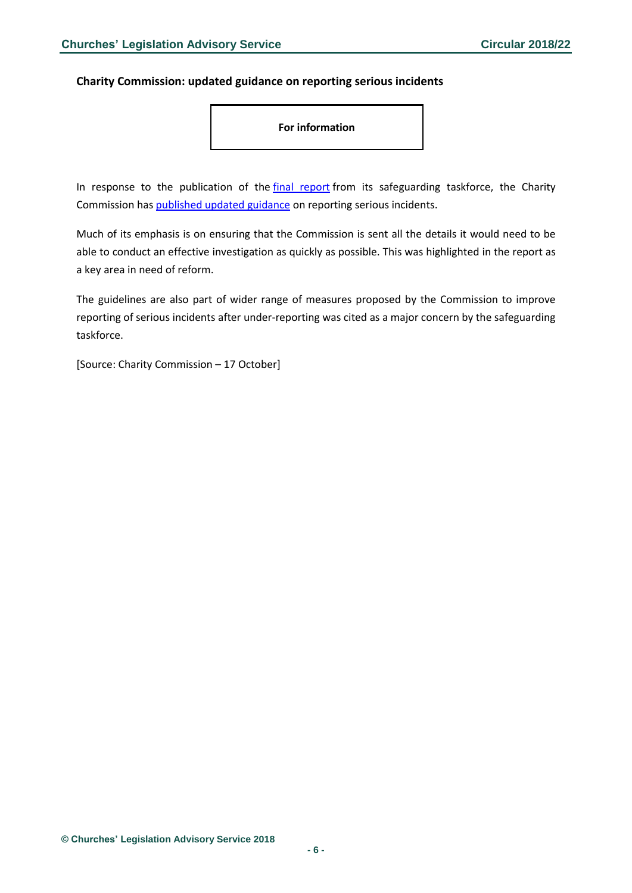### Charity Commission: updated guidance on reporting serious incidents

**For information**

In response to the publication of the final report from its safeguarding taskforce, the Charity Commission has published updated guidance on reporting serious incidents.

Much of its emphasis is on ensuring that the Commission is sent all the details it would need to be able to conduct an effective investigation as quickly as possible. This was highlighted in the report as a key area in need of reform.

The guidelines are also part of wider range of measures proposed by the Commission to improve reporting of serious incidents after under-reporting was cited as a major concern by the safeguarding taskforce.

[Source: Charity Commission – 17 October]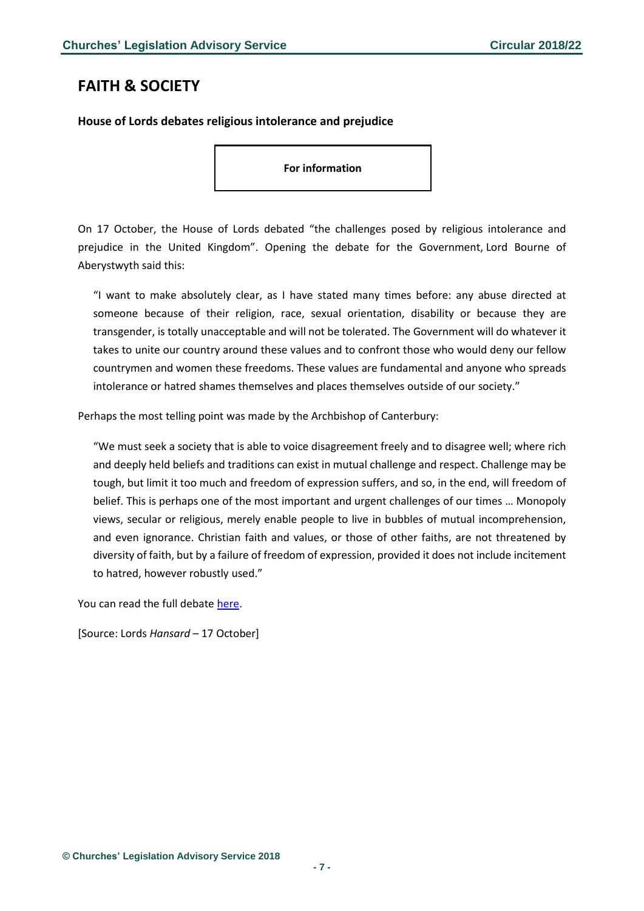## FAITH & SOCIETY

### House of Lords debates religious intolerance and prejudice

**For information**

On 17 October, the House of Lords debated "the challenges posed by religious intolerance and prejudice in the United Kingdom". Opening the debate for the Government, Lord Bourne of Aberystwyth said this:

> "I want to make absolutely clear, as I have stated many times before: any abuse directed at someone because of their religion, race, sexual orientation, disability or because they are transgender, is totally unacceptable and will not be tolerated. The Government will do whatever it takes to unite our country around these values and to confront those who would deny our fellow countrymen and women these freedoms. These values are fundamental and anyone who spreads intolerance or hatred shames themselves and places themselves outside of our society."

Perhaps the most telling point was made by the Archbishop of Canterbury:

> "We must seek a society that is able to voice disagreement freely and to disagree well; where rich and deeply held beliefs and traditions can exist in mutual challenge and respect. Challenge may be tough, but limit it too much and freedom of expression suffers, and so, in the end, will freedom of belief. This is perhaps one of the most important and urgent challenges of our times … Monopoly views, secular or religious, merely enable people to live in bubbles of mutual incomprehension, and even ignorance. Christian faith and values, or those of other faiths, are not threatened by diversity of faith, but by a failure of freedom of expression, provided it does not include incitement to hatred, however robustly used."

You can read the full debate here.

[Source: Lords *Hansard* – 17 October]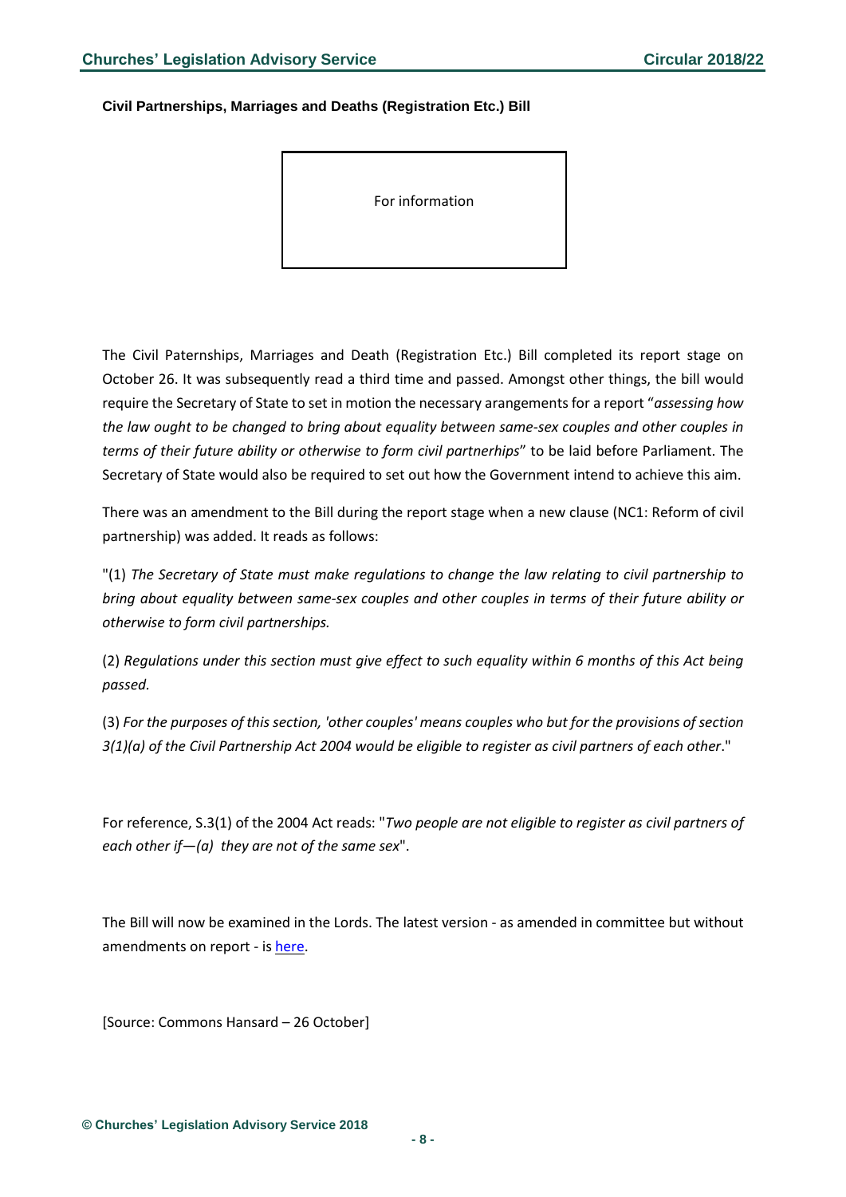**Civil Partnerships, Marriages and Deaths (Registration Etc.) Bill**

For information

The Civil Paternships, Marriages and Death (Registration Etc.) Bill completed its report stage on October 26. It was subsequently read a third time and passed. Amongst other things, the bill would require the Secretary of State to set in motion the necessary arangements for a report "*assessing how the law ought to be changed to bring about equality between same-sex couples and other couples in terms of their future ability or otherwise to form civil partnerhips*" to be laid before Parliament. The Secretary of State would also be required to set out how the Government intend to achieve this aim.

There was an amendment to the Bill during the report stage when a new clause (NC1: Reform of civil partnership) was added. It reads as follows:

"(1) *The Secretary of State must make regulations to change the law relating to civil partnership to bring about equality between same-sex couples and other couples in terms of their future ability or otherwise to form civil partnerships.*

(2) *Regulations under this section must give effect to such equality within 6 months of this Act being passed.*

(3) *For the purposes of this section, 'other couples' means couples who but for the provisions of section 3(1)(a) of the Civil Partnership Act 2004 would be eligible to register as civil partners of each other*."

For reference, S.3(1) of the 2004 Act reads: "*Two people are not eligible to register as civil partners of each other if—(a) they are not of the same sex*".

The Bill will now be examined in the Lords. The latest version - as amended in committee but without amendments on report - is [here](here).

[Source: Commons Hansard – 26 October]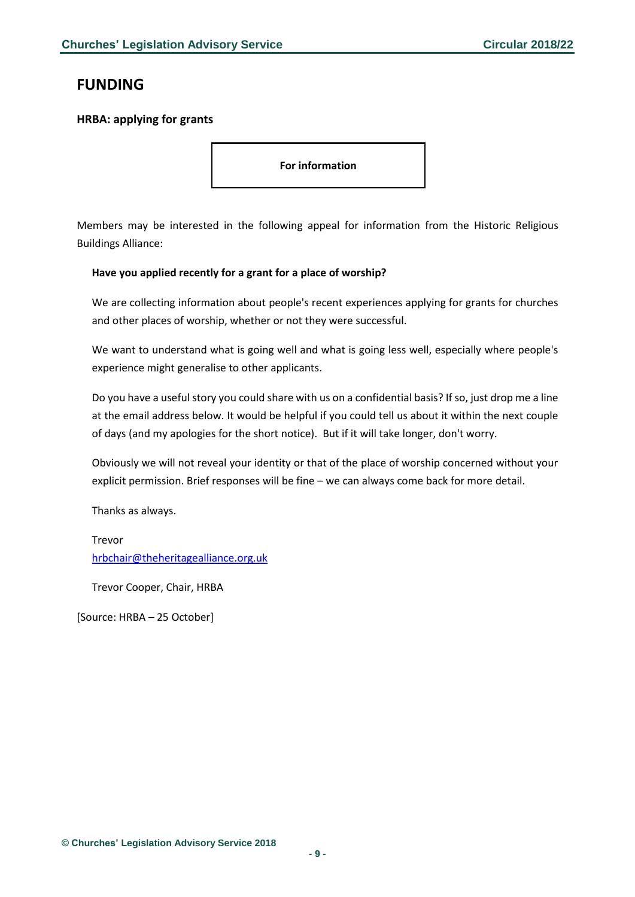# FUNDING

### HRBA: applying for grants

**For information**

Members may be interested in the following appeal for information from the Historic Religious Buildings Alliance:

> **Have you applied recently for a grant for a place of worship?**
>
> We are collecting information about people's recent experiences applying for grants for churches and other places of worship, whether or not they were successful.
>
> We want to understand what is going well and what is going less well, especially where people's experience might generalise to other applicants.
>
> Do you have a useful story you could share with us on a confidential basis? If so, just drop me a line at the email address below. It would be helpful if you could tell us about it within the next couple of days (and my apologies for the short notice). But if it will take longer, don't worry.
>
> Obviously we will not reveal your identity or that of the place of worship concerned without your explicit permission. Brief responses will be fine – we can always come back for more detail.
>
> Thanks as always.
>
> Trevor
> hrbchair@theheritagealliance.org.uk
>
> Trevor Cooper, Chair, HRBA

[Source: HRBA – 25 October]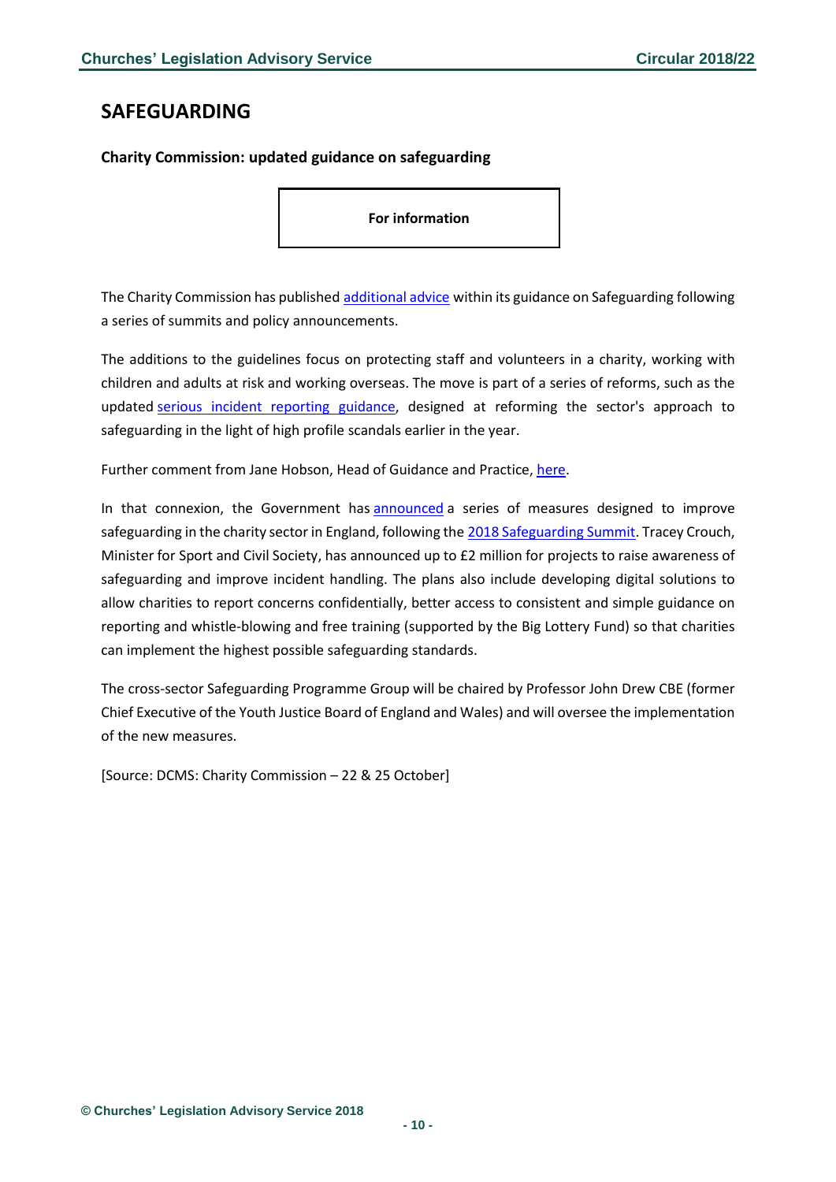## SAFEGUARDING

### Charity Commission: updated guidance on safeguarding

**For information**

The Charity Commission has published additional advice within its guidance on Safeguarding following a series of summits and policy announcements.

The additions to the guidelines focus on protecting staff and volunteers in a charity, working with children and adults at risk and working overseas. The move is part of a series of reforms, such as the updated serious incident reporting guidance, designed at reforming the sector's approach to safeguarding in the light of high profile scandals earlier in the year.

Further comment from Jane Hobson, Head of Guidance and Practice, here.

In that connexion, the Government has announced a series of measures designed to improve safeguarding in the charity sector in England, following the 2018 Safeguarding Summit. Tracey Crouch, Minister for Sport and Civil Society, has announced up to £2 million for projects to raise awareness of safeguarding and improve incident handling. The plans also include developing digital solutions to allow charities to report concerns confidentially, better access to consistent and simple guidance on reporting and whistle-blowing and free training (supported by the Big Lottery Fund) so that charities can implement the highest possible safeguarding standards.

The cross-sector Safeguarding Programme Group will be chaired by Professor John Drew CBE (former Chief Executive of the Youth Justice Board of England and Wales) and will oversee the implementation of the new measures.

[Source: DCMS: Charity Commission – 22 & 25 October]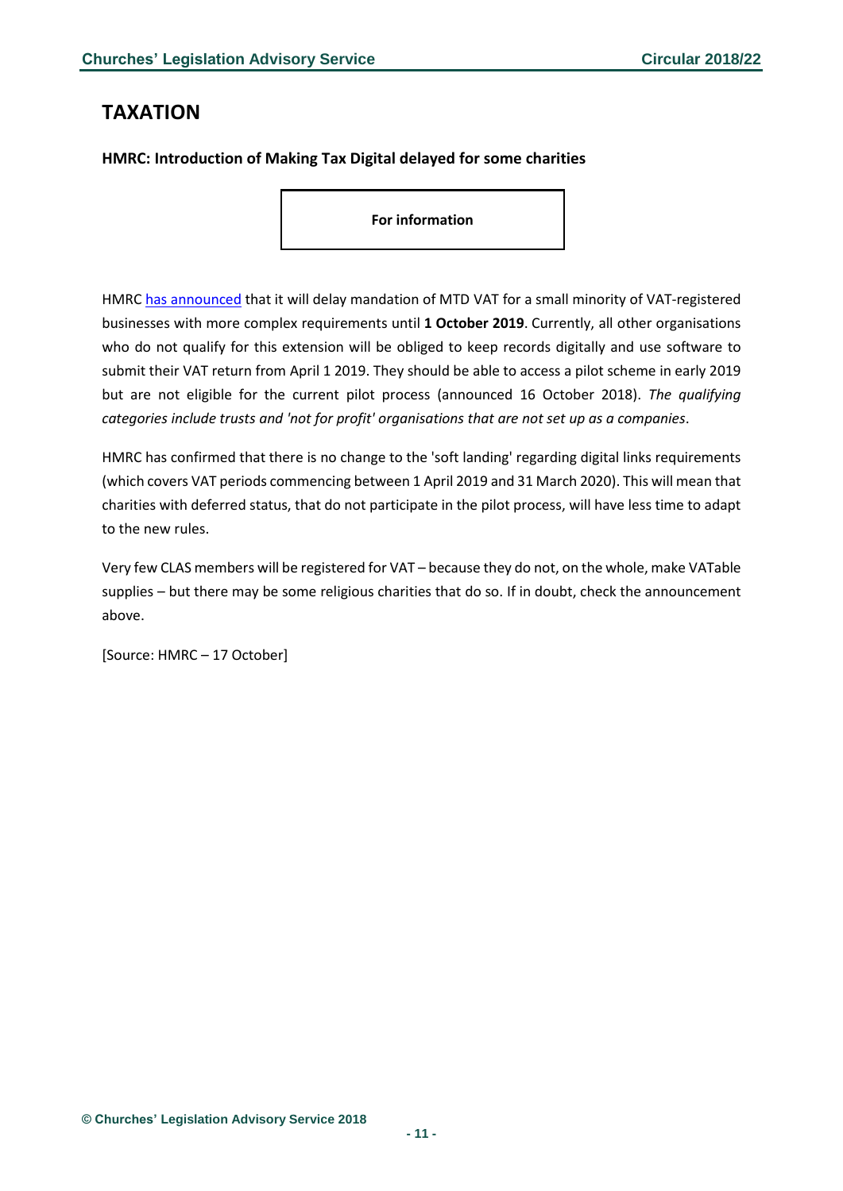# TAXATION

### HMRC: Introduction of Making Tax Digital delayed for some charities

**For information**

HMRC has announced that it will delay mandation of MTD VAT for a small minority of VAT-registered businesses with more complex requirements until **1 October 2019**. Currently, all other organisations who do not qualify for this extension will be obliged to keep records digitally and use software to submit their VAT return from April 1 2019. They should be able to access a pilot scheme in early 2019 but are not eligible for the current pilot process (announced 16 October 2018). *The qualifying categories include trusts and 'not for profit' organisations that are not set up as a companies*.

HMRC has confirmed that there is no change to the 'soft landing' regarding digital links requirements (which covers VAT periods commencing between 1 April 2019 and 31 March 2020). This will mean that charities with deferred status, that do not participate in the pilot process, will have less time to adapt to the new rules.

Very few CLAS members will be registered for VAT – because they do not, on the whole, make VATable supplies – but there may be some religious charities that do so. If in doubt, check the announcement above.

[Source: HMRC – 17 October]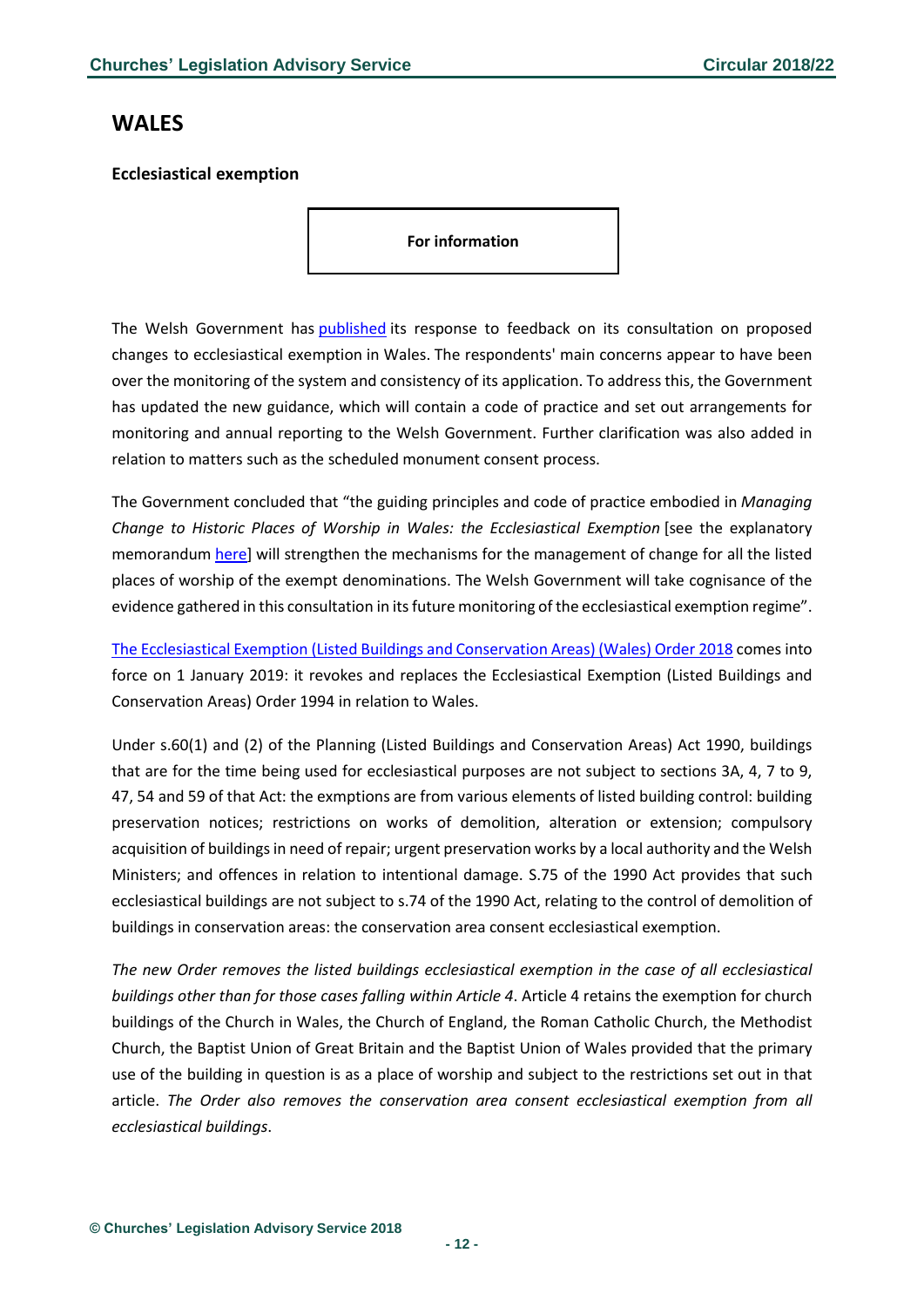# WALES

### Ecclesiastical exemption

**For information**

The Welsh Government has published its response to feedback on its consultation on proposed changes to ecclesiastical exemption in Wales. The respondents' main concerns appear to have been over the monitoring of the system and consistency of its application. To address this, the Government has updated the new guidance, which will contain a code of practice and set out arrangements for monitoring and annual reporting to the Welsh Government. Further clarification was also added in relation to matters such as the scheduled monument consent process.

The Government concluded that "the guiding principles and code of practice embodied in *Managing Change to Historic Places of Worship in Wales: the Ecclesiastical Exemption* [see the explanatory memorandum here] will strengthen the mechanisms for the management of change for all the listed places of worship of the exempt denominations. The Welsh Government will take cognisance of the evidence gathered in this consultation in its future monitoring of the ecclesiastical exemption regime".

The Ecclesiastical Exemption (Listed Buildings and Conservation Areas) (Wales) Order 2018 comes into force on 1 January 2019: it revokes and replaces the Ecclesiastical Exemption (Listed Buildings and Conservation Areas) Order 1994 in relation to Wales.

Under s.60(1) and (2) of the Planning (Listed Buildings and Conservation Areas) Act 1990, buildings that are for the time being used for ecclesiastical purposes are not subject to sections 3A, 4, 7 to 9, 47, 54 and 59 of that Act: the exmptions are from various elements of listed building control: building preservation notices; restrictions on works of demolition, alteration or extension; compulsory acquisition of buildings in need of repair; urgent preservation works by a local authority and the Welsh Ministers; and offences in relation to intentional damage. S.75 of the 1990 Act provides that such ecclesiastical buildings are not subject to s.74 of the 1990 Act, relating to the control of demolition of buildings in conservation areas: the conservation area consent ecclesiastical exemption.

*The new Order removes the listed buildings ecclesiastical exemption in the case of all ecclesiastical buildings other than for those cases falling within Article 4*. Article 4 retains the exemption for church buildings of the Church in Wales, the Church of England, the Roman Catholic Church, the Methodist Church, the Baptist Union of Great Britain and the Baptist Union of Wales provided that the primary use of the building in question is as a place of worship and subject to the restrictions set out in that article. *The Order also removes the conservation area consent ecclesiastical exemption from all ecclesiastical buildings*.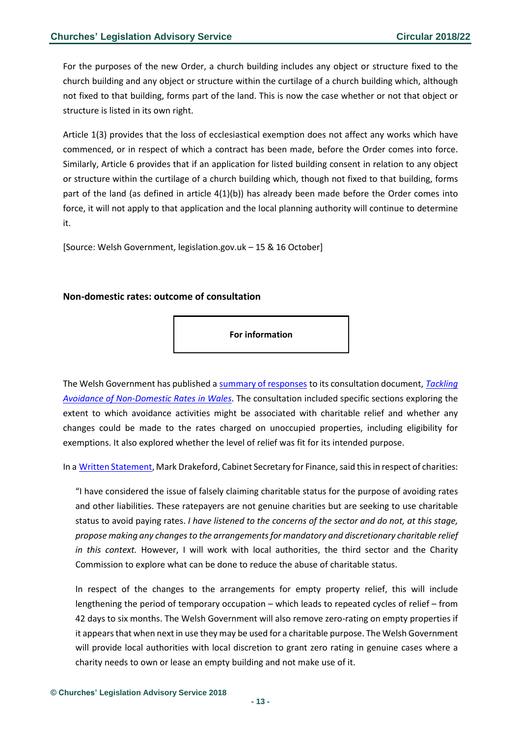For the purposes of the new Order, a church building includes any object or structure fixed to the church building and any object or structure within the curtilage of a church building which, although not fixed to that building, forms part of the land. This is now the case whether or not that object or structure is listed in its own right.

Article 1(3) provides that the loss of ecclesiastical exemption does not affect any works which have commenced, or in respect of which a contract has been made, before the Order comes into force. Similarly, Article 6 provides that if an application for listed building consent in relation to any object or structure within the curtilage of a church building which, though not fixed to that building, forms part of the land (as defined in article 4(1)(b)) has already been made before the Order comes into force, it will not apply to that application and the local planning authority will continue to determine it.

[Source: Welsh Government, legislation.gov.uk – 15 & 16 October]

### Non-domestic rates: outcome of consultation

**For information**

The Welsh Government has published a summary of responses to its consultation document, *Tackling Avoidance of Non-Domestic Rates in Wales*. The consultation included specific sections exploring the extent to which avoidance activities might be associated with charitable relief and whether any changes could be made to the rates charged on unoccupied properties, including eligibility for exemptions. It also explored whether the level of relief was fit for its intended purpose.

In a Written Statement, Mark Drakeford, Cabinet Secretary for Finance, said this in respect of charities:

> "I have considered the issue of falsely claiming charitable status for the purpose of avoiding rates and other liabilities. These ratepayers are not genuine charities but are seeking to use charitable status to avoid paying rates. *I have listened to the concerns of the sector and do not, at this stage, propose making any changes to the arrangements for mandatory and discretionary charitable relief in this context.* However, I will work with local authorities, the third sector and the Charity Commission to explore what can be done to reduce the abuse of charitable status.
>
> In respect of the changes to the arrangements for empty property relief, this will include lengthening the period of temporary occupation – which leads to repeated cycles of relief – from 42 days to six months. The Welsh Government will also remove zero-rating on empty properties if it appears that when next in use they may be used for a charitable purpose. The Welsh Government will provide local authorities with local discretion to grant zero rating in genuine cases where a charity needs to own or lease an empty building and not make use of it.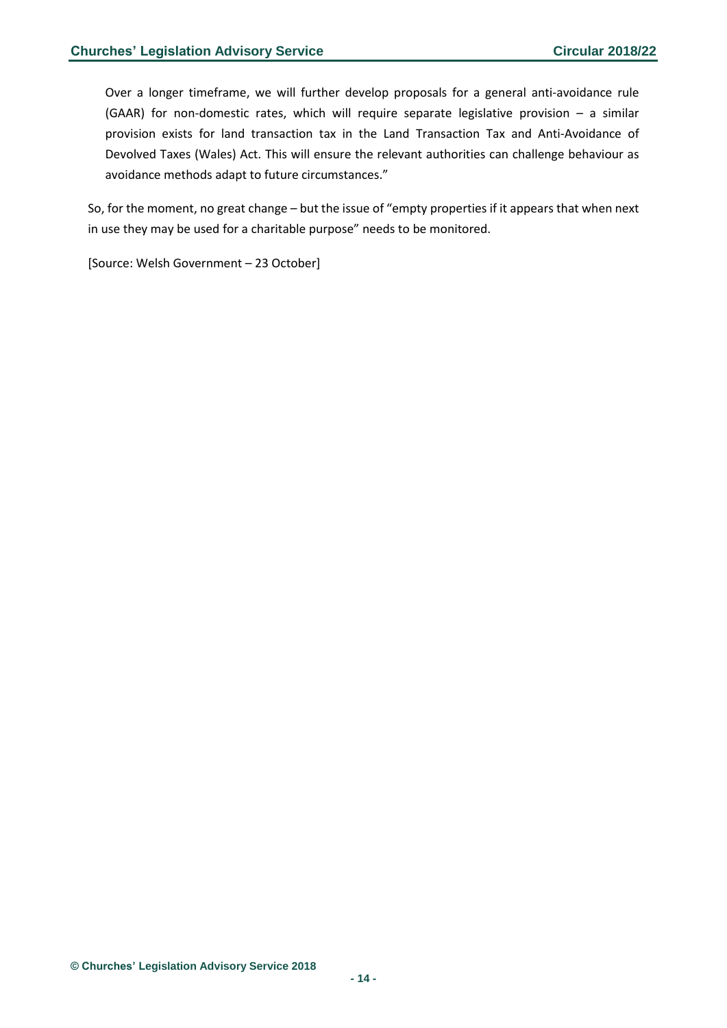> Over a longer timeframe, we will further develop proposals for a general anti-avoidance rule (GAAR) for non-domestic rates, which will require separate legislative provision – a similar provision exists for land transaction tax in the Land Transaction Tax and Anti-Avoidance of Devolved Taxes (Wales) Act. This will ensure the relevant authorities can challenge behaviour as avoidance methods adapt to future circumstances."

So, for the moment, no great change – but the issue of "empty properties if it appears that when next in use they may be used for a charitable purpose" needs to be monitored.

[Source: Welsh Government – 23 October]